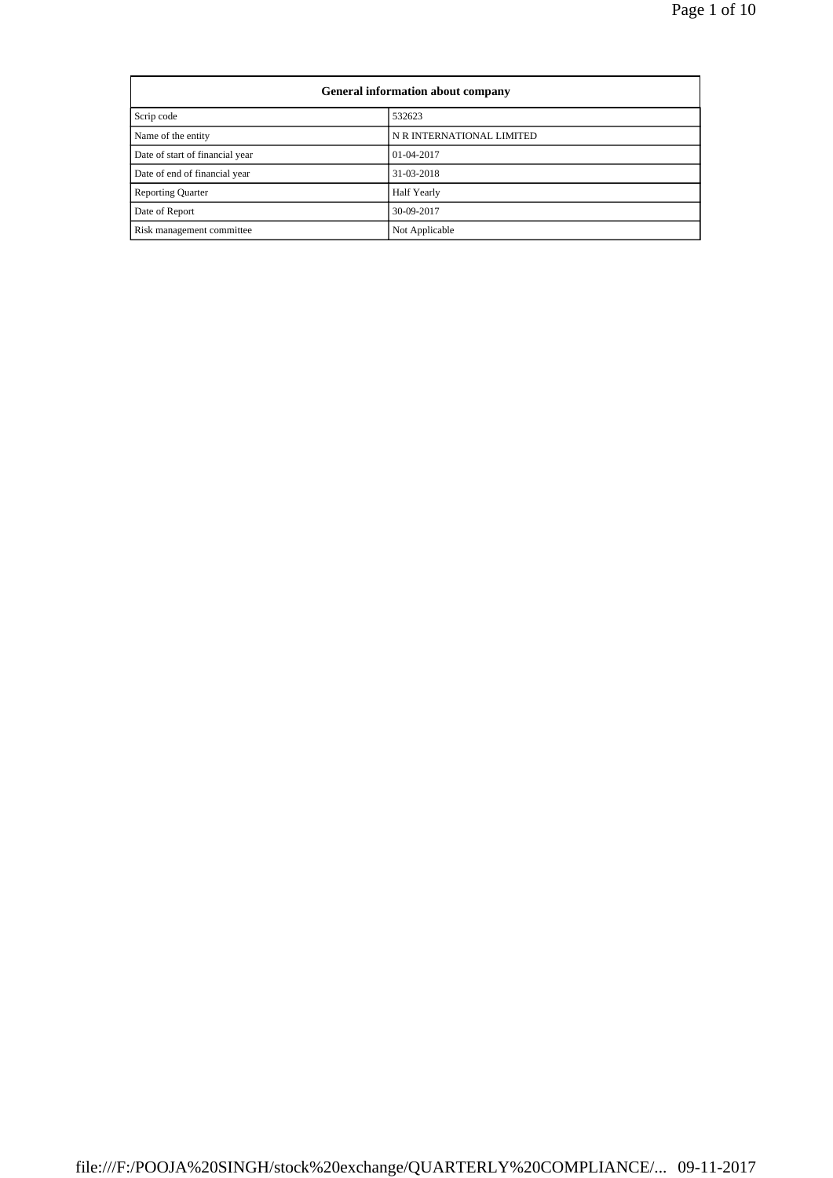| General information about company | |
|---|---|
| Scrip code | 532623 |
| Name of the entity | N R INTERNATIONAL LIMITED |
| Date of start of financial year | 01-04-2017 |
| Date of end of financial year | 31-03-2018 |
| Reporting Quarter | Half Yearly |
| Date of Report | 30-09-2017 |
| Risk management committee | Not Applicable |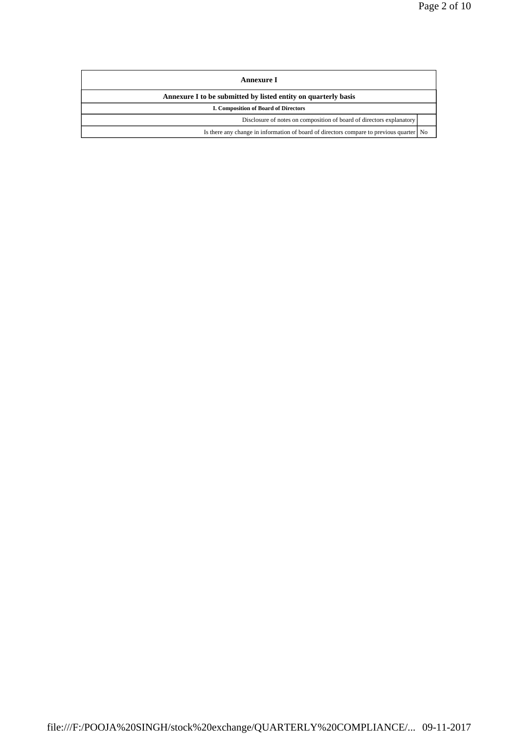| Annexure I | |
|---|---|
| **Annexure I to be submitted by listed entity on quarterly basis** | |
| **I. Composition of Board of Directors** | |
| Disclosure of notes on composition of board of directors explanatory | |
| Is there any change in information of board of directors compare to previous quarter | No |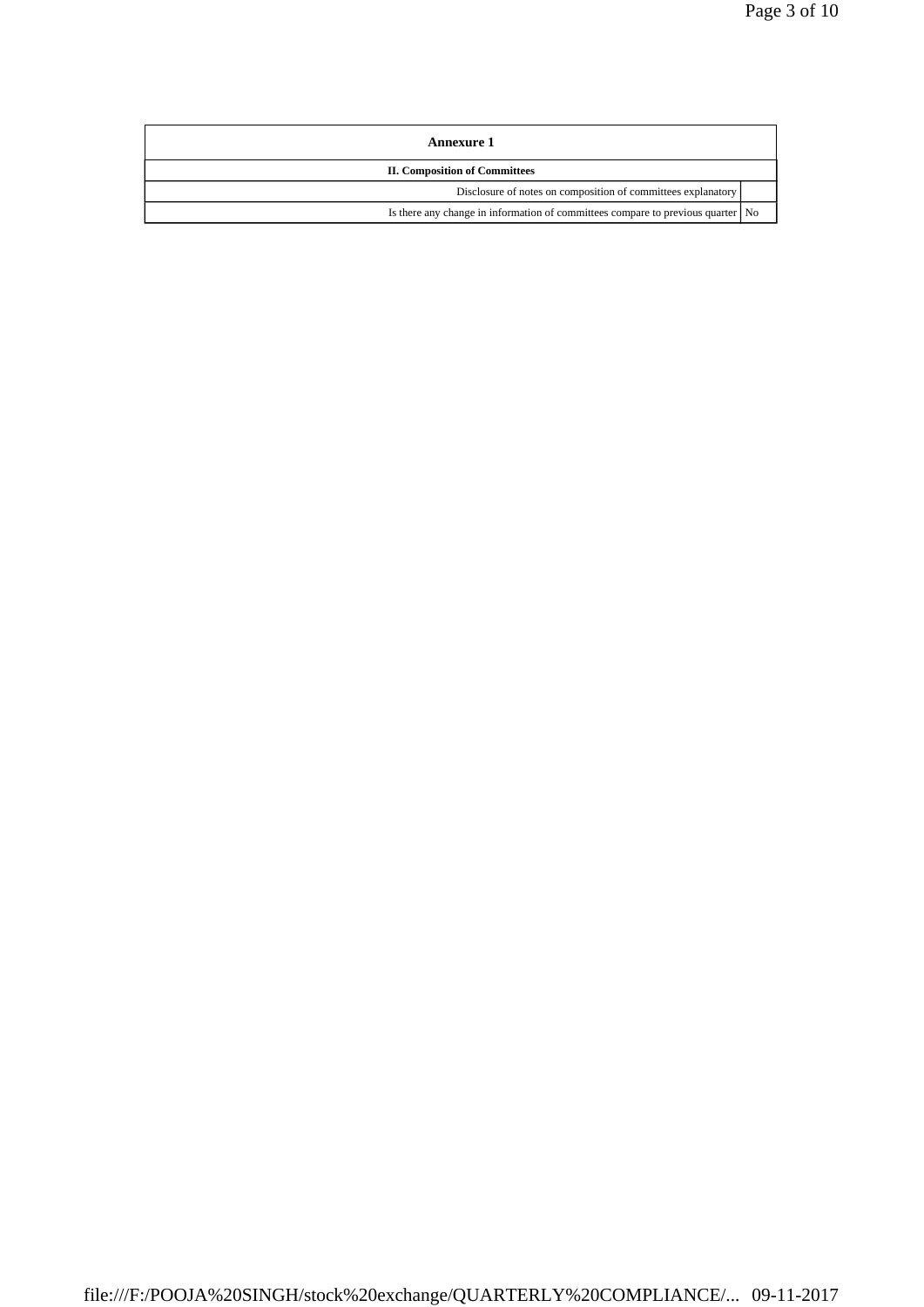| Annexure 1 | |
|---|---|
| **II. Composition of Committees** | |
| Disclosure of notes on composition of committees explanatory | |
| Is there any change in information of committees compare to previous quarter | No |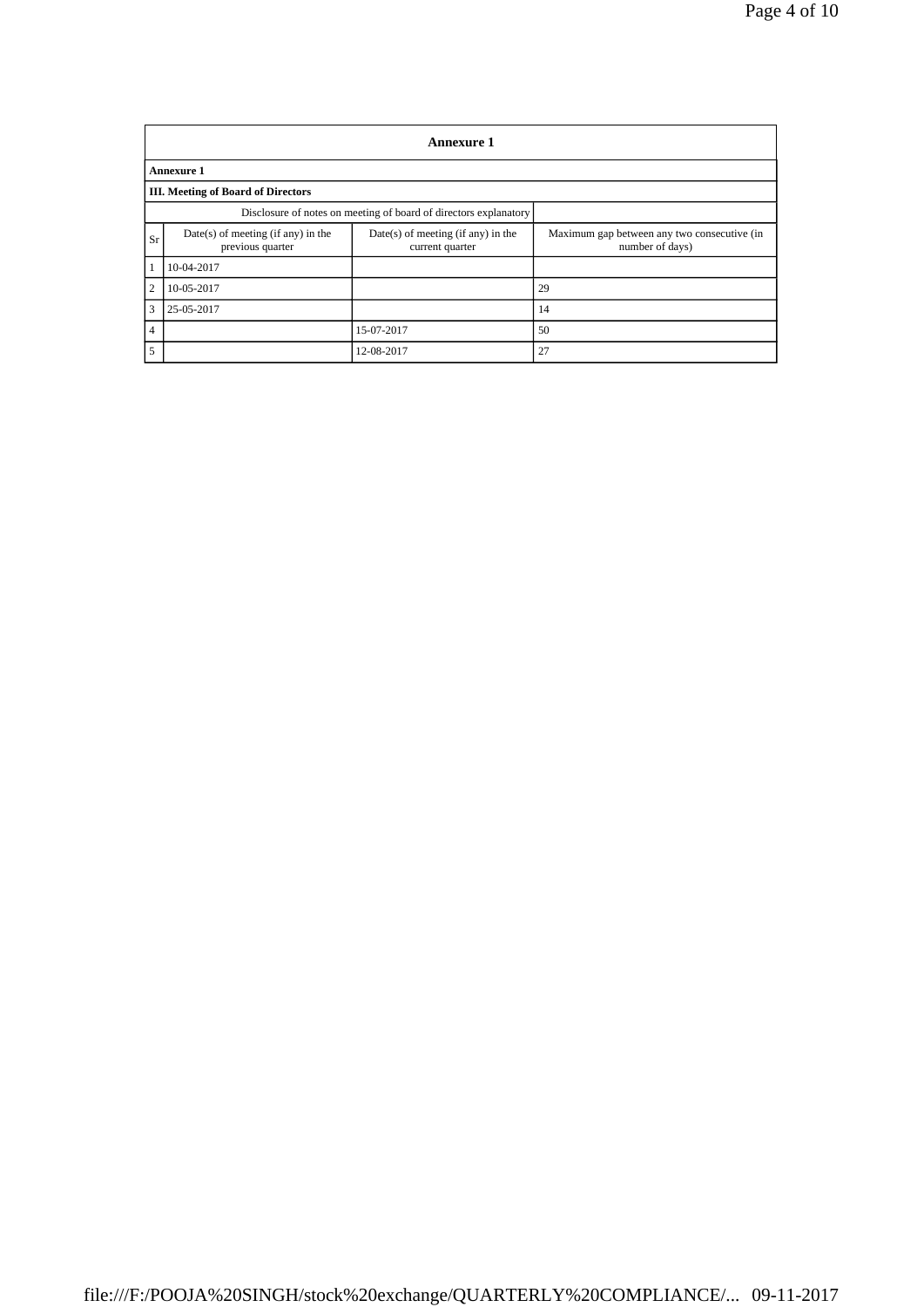| Annexure 1 | | | |
|---|---|---|---|
| **Annexure 1** | | | |
| **III. Meeting of Board of Directors** | | | |
| Disclosure of notes on meeting of board of directors explanatory | | | |
| Sr | Date(s) of meeting (if any) in the previous quarter | Date(s) of meeting (if any) in the current quarter | Maximum gap between any two consecutive (in number of days) |
| 1 | 10-04-2017 | | |
| 2 | 10-05-2017 | | 29 |
| 3 | 25-05-2017 | | 14 |
| 4 | | 15-07-2017 | 50 |
| 5 | | 12-08-2017 | 27 |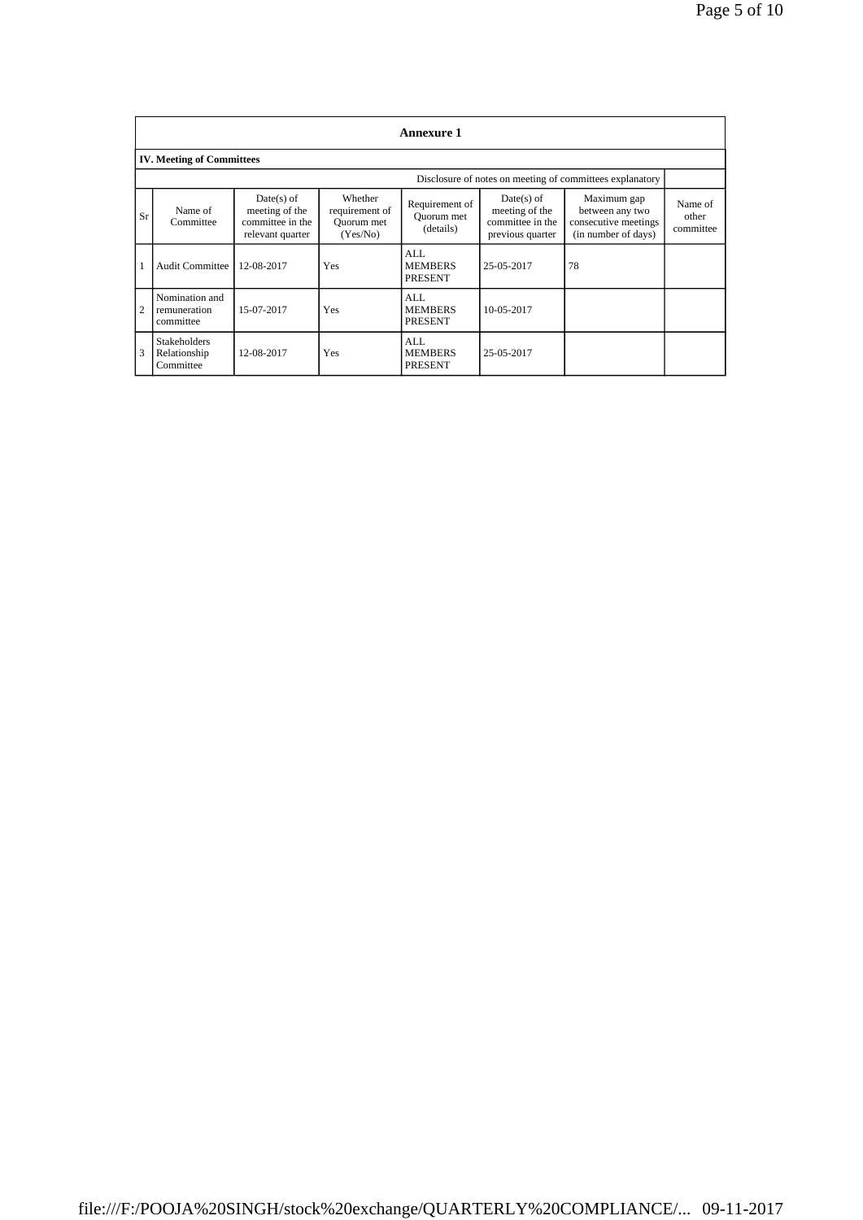## Annexure 1

### IV. Meeting of Committees

Disclosure of notes on meeting of committees explanatory

| Sr | Name of Committee | Date(s) of meeting of the committee in the relevant quarter | Whether requirement of Quorum met (Yes/No) | Requirement of Quorum met (details) | Date(s) of meeting of the committee in the previous quarter | Maximum gap between any two consecutive meetings (in number of days) | Name of other committee |
|---|---|---|---|---|---|---|---|
| 1 | Audit Committee | 12-08-2017 | Yes | ALL MEMBERS PRESENT | 25-05-2017 | 78 | |
| 2 | Nomination and remuneration committee | 15-07-2017 | Yes | ALL MEMBERS PRESENT | 10-05-2017 | | |
| 3 | Stakeholders Relationship Committee | 12-08-2017 | Yes | ALL MEMBERS PRESENT | 25-05-2017 | | |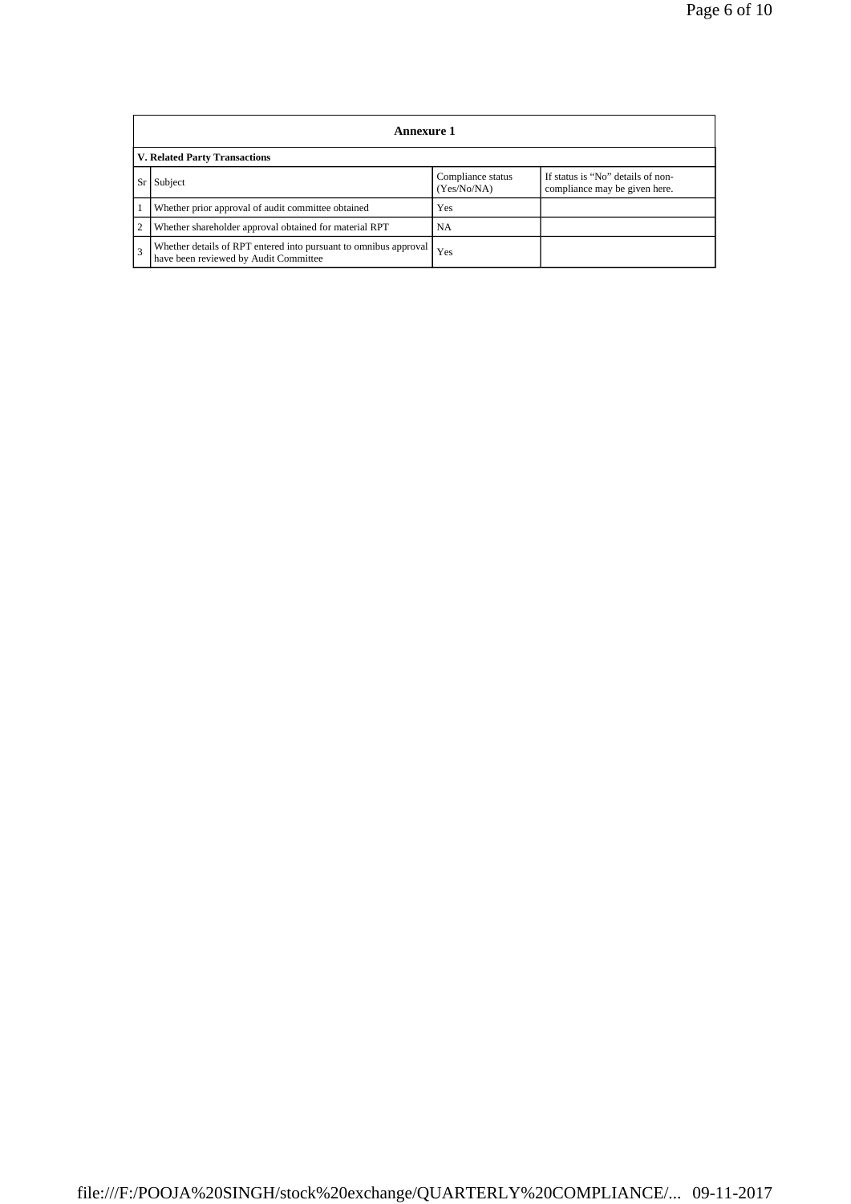| Annexure 1 | | | |
|---|---|---|---|
| **V. Related Party Transactions** | | | |
| Sr | Subject | Compliance status (Yes/No/NA) | If status is "No" details of non-compliance may be given here. |
| 1 | Whether prior approval of audit committee obtained | Yes | |
| 2 | Whether shareholder approval obtained for material RPT | NA | |
| 3 | Whether details of RPT entered into pursuant to omnibus approval have been reviewed by Audit Committee | Yes | |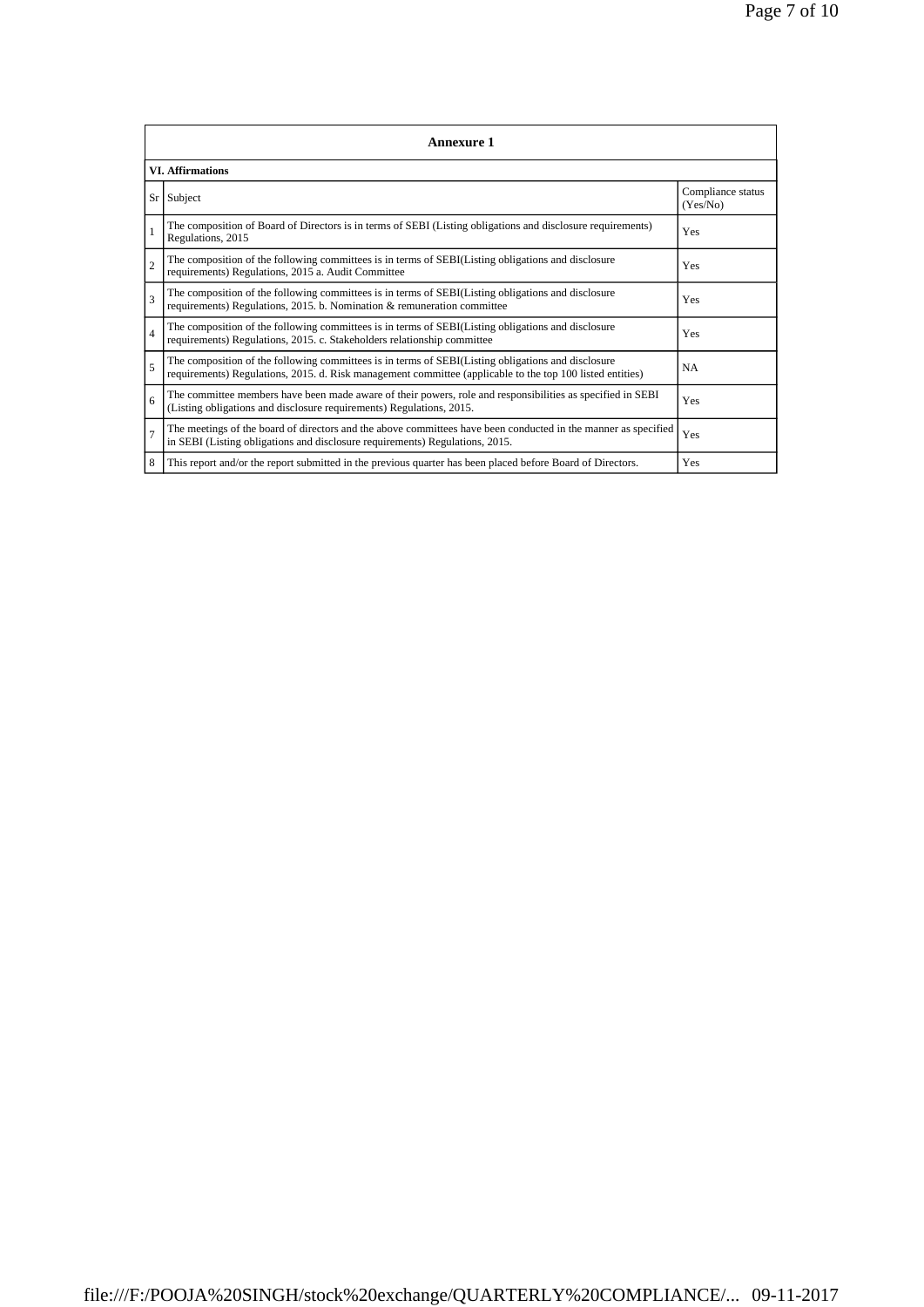| Annexure 1 | | |
|---|---|---|
| **VI. Affirmations** | | |
| Sr | Subject | Compliance status (Yes/No) |
| 1 | The composition of Board of Directors is in terms of SEBI (Listing obligations and disclosure requirements) Regulations, 2015 | Yes |
| 2 | The composition of the following committees is in terms of SEBI(Listing obligations and disclosure requirements) Regulations, 2015 a. Audit Committee | Yes |
| 3 | The composition of the following committees is in terms of SEBI(Listing obligations and disclosure requirements) Regulations, 2015. b. Nomination & remuneration committee | Yes |
| 4 | The composition of the following committees is in terms of SEBI(Listing obligations and disclosure requirements) Regulations, 2015. c. Stakeholders relationship committee | Yes |
| 5 | The composition of the following committees is in terms of SEBI(Listing obligations and disclosure requirements) Regulations, 2015. d. Risk management committee (applicable to the top 100 listed entities) | NA |
| 6 | The committee members have been made aware of their powers, role and responsibilities as specified in SEBI (Listing obligations and disclosure requirements) Regulations, 2015. | Yes |
| 7 | The meetings of the board of directors and the above committees have been conducted in the manner as specified in SEBI (Listing obligations and disclosure requirements) Regulations, 2015. | Yes |
| 8 | This report and/or the report submitted in the previous quarter has been placed before Board of Directors. | Yes |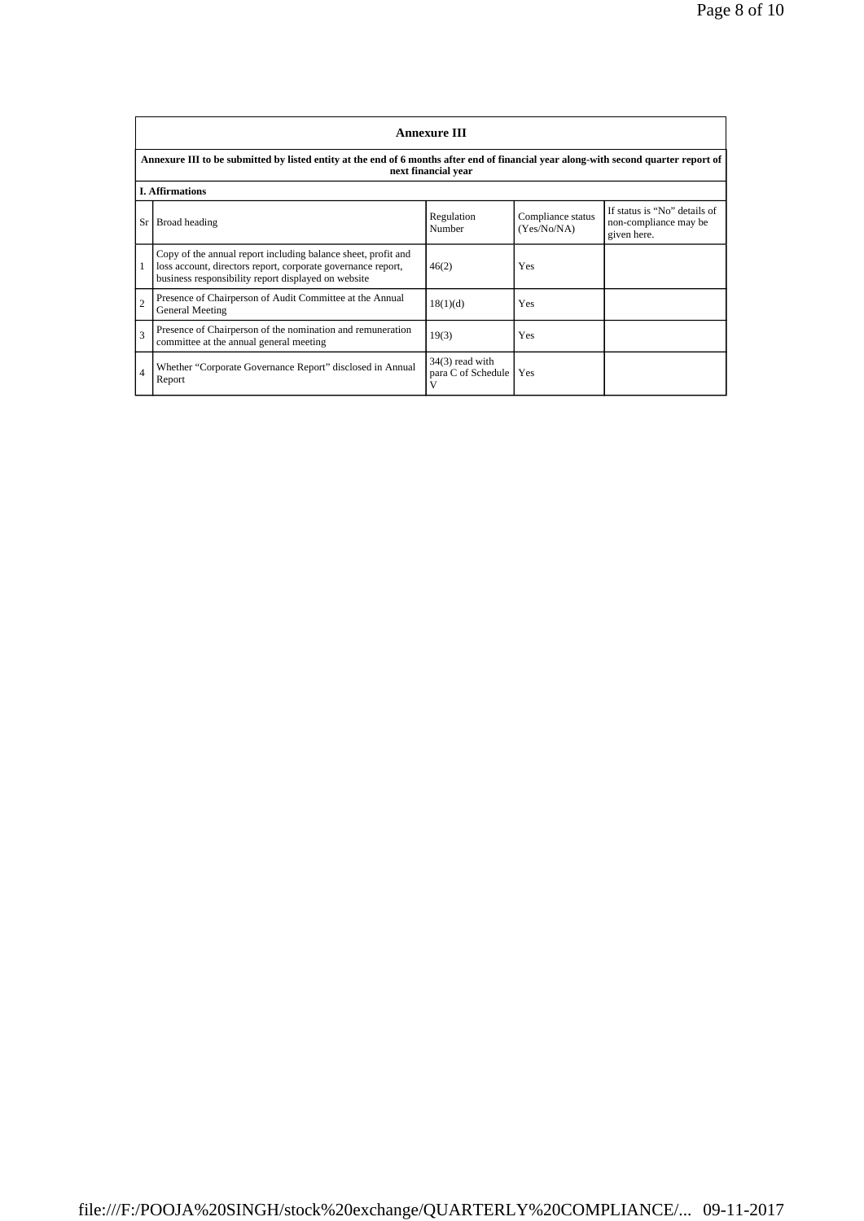## Annexure III

**Annexure III to be submitted by listed entity at the end of 6 months after end of financial year along-with second quarter report of next financial year**

**I. Affirmations**

| Sr | Broad heading | Regulation Number | Compliance status (Yes/No/NA) | If status is "No" details of non-compliance may be given here. |
|---|---|---|---|---|
| 1 | Copy of the annual report including balance sheet, profit and loss account, directors report, corporate governance report, business responsibility report displayed on website | 46(2) | Yes | |
| 2 | Presence of Chairperson of Audit Committee at the Annual General Meeting | 18(1)(d) | Yes | |
| 3 | Presence of Chairperson of the nomination and remuneration committee at the annual general meeting | 19(3) | Yes | |
| 4 | Whether "Corporate Governance Report" disclosed in Annual Report | 34(3) read with para C of Schedule V | Yes | |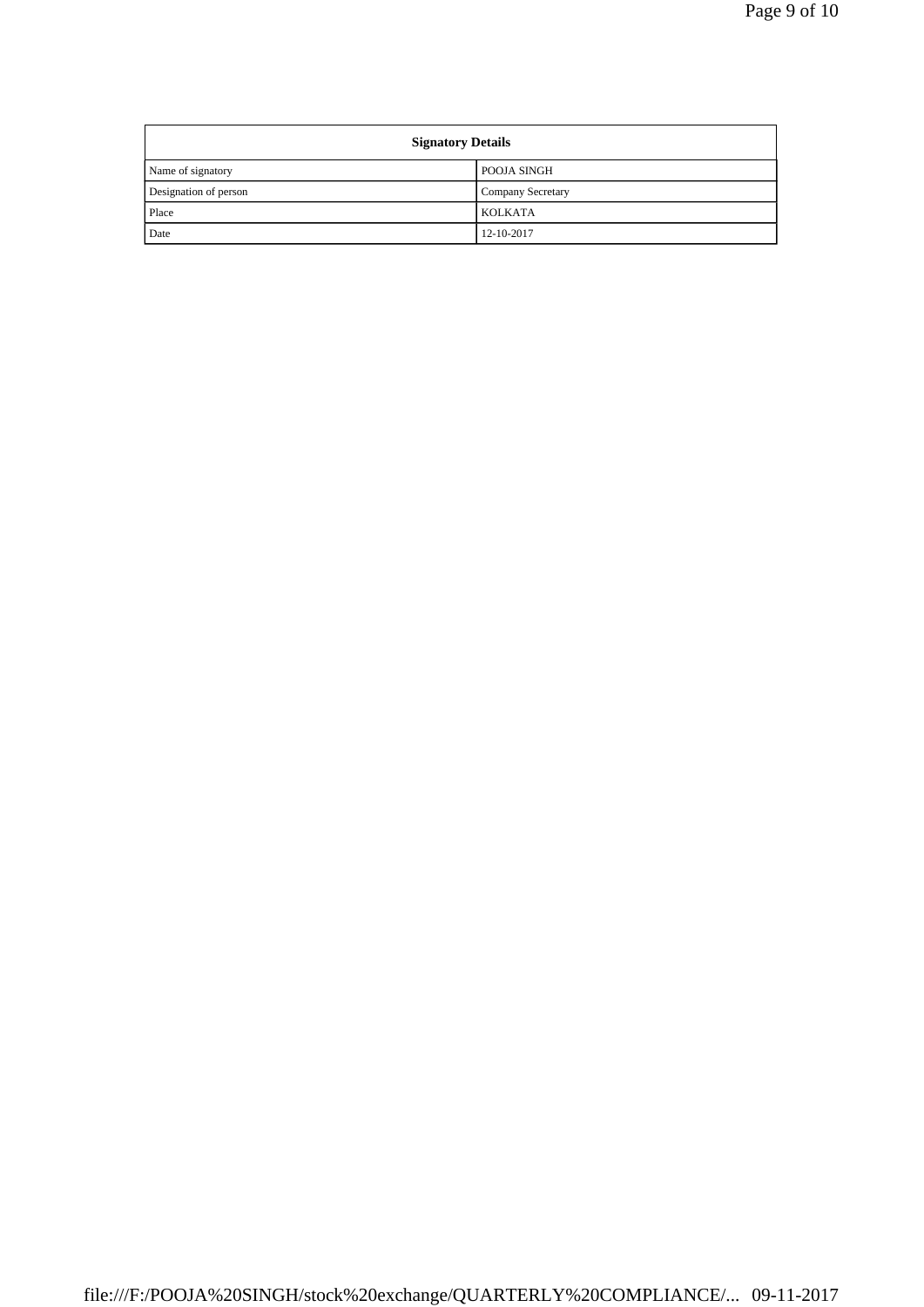| Signatory Details | |
|---|---|
| Name of signatory | POOJA SINGH |
| Designation of person | Company Secretary |
| Place | KOLKATA |
| Date | 12-10-2017 |